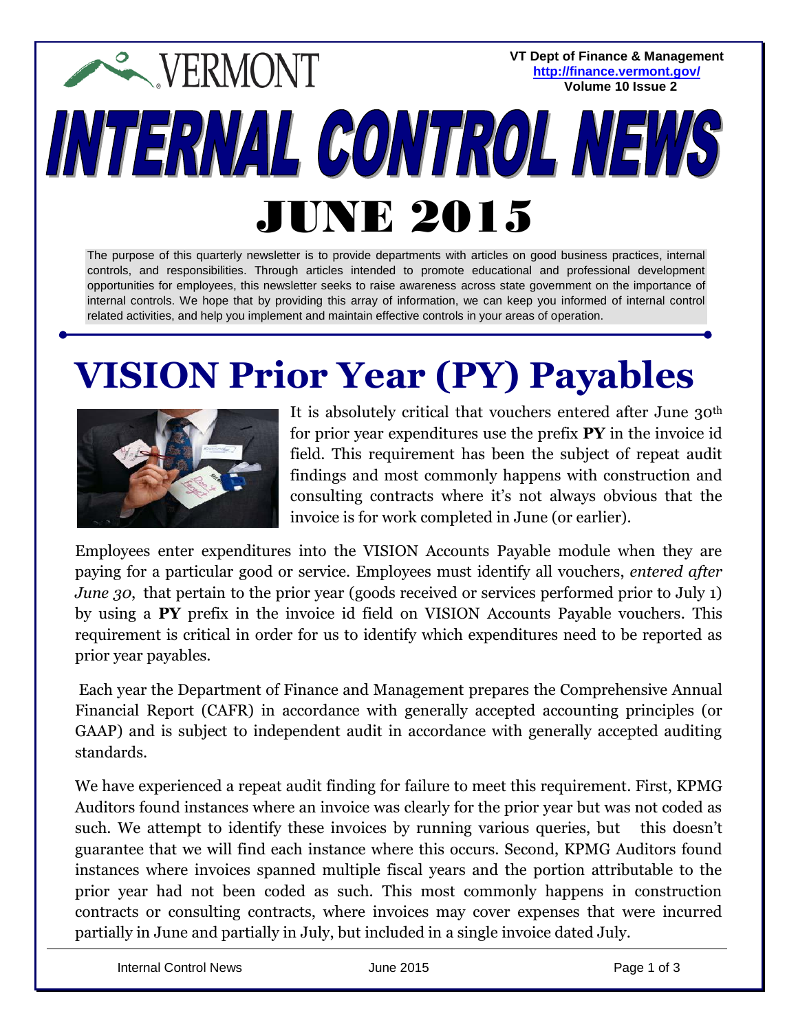VERMONT

VT Dept of Finance & Management
http://finance.vermont.gov/
Volume 10 Issue 2

# INTERNAL CONTROL NEWS

# JUNE 2015

The purpose of this quarterly newsletter is to provide departments with articles on good business practices, internal controls, and responsibilities. Through articles intended to promote educational and professional development opportunities for employees, this newsletter seeks to raise awareness across state government on the importance of internal controls. We hope that by providing this array of information, we can keep you informed of internal control related activities, and help you implement and maintain effective controls in your areas of operation.

## VISION Prior Year (PY) Payables

It is absolutely critical that vouchers entered after June 30th for prior year expenditures use the prefix **PY** in the invoice id field. This requirement has been the subject of repeat audit findings and most commonly happens with construction and consulting contracts where it's not always obvious that the invoice is for work completed in June (or earlier).

Employees enter expenditures into the VISION Accounts Payable module when they are paying for a particular good or service. Employees must identify all vouchers, *entered after June 30*, that pertain to the prior year (goods received or services performed prior to July 1) by using a **PY** prefix in the invoice id field on VISION Accounts Payable vouchers. This requirement is critical in order for us to identify which expenditures need to be reported as prior year payables.

Each year the Department of Finance and Management prepares the Comprehensive Annual Financial Report (CAFR) in accordance with generally accepted accounting principles (or GAAP) and is subject to independent audit in accordance with generally accepted auditing standards.

We have experienced a repeat audit finding for failure to meet this requirement. First, KPMG Auditors found instances where an invoice was clearly for the prior year but was not coded as such. We attempt to identify these invoices by running various queries, but this doesn't guarantee that we will find each instance where this occurs. Second, KPMG Auditors found instances where invoices spanned multiple fiscal years and the portion attributable to the prior year had not been coded as such. This most commonly happens in construction contracts or consulting contracts, where invoices may cover expenses that were incurred partially in June and partially in July, but included in a single invoice dated July.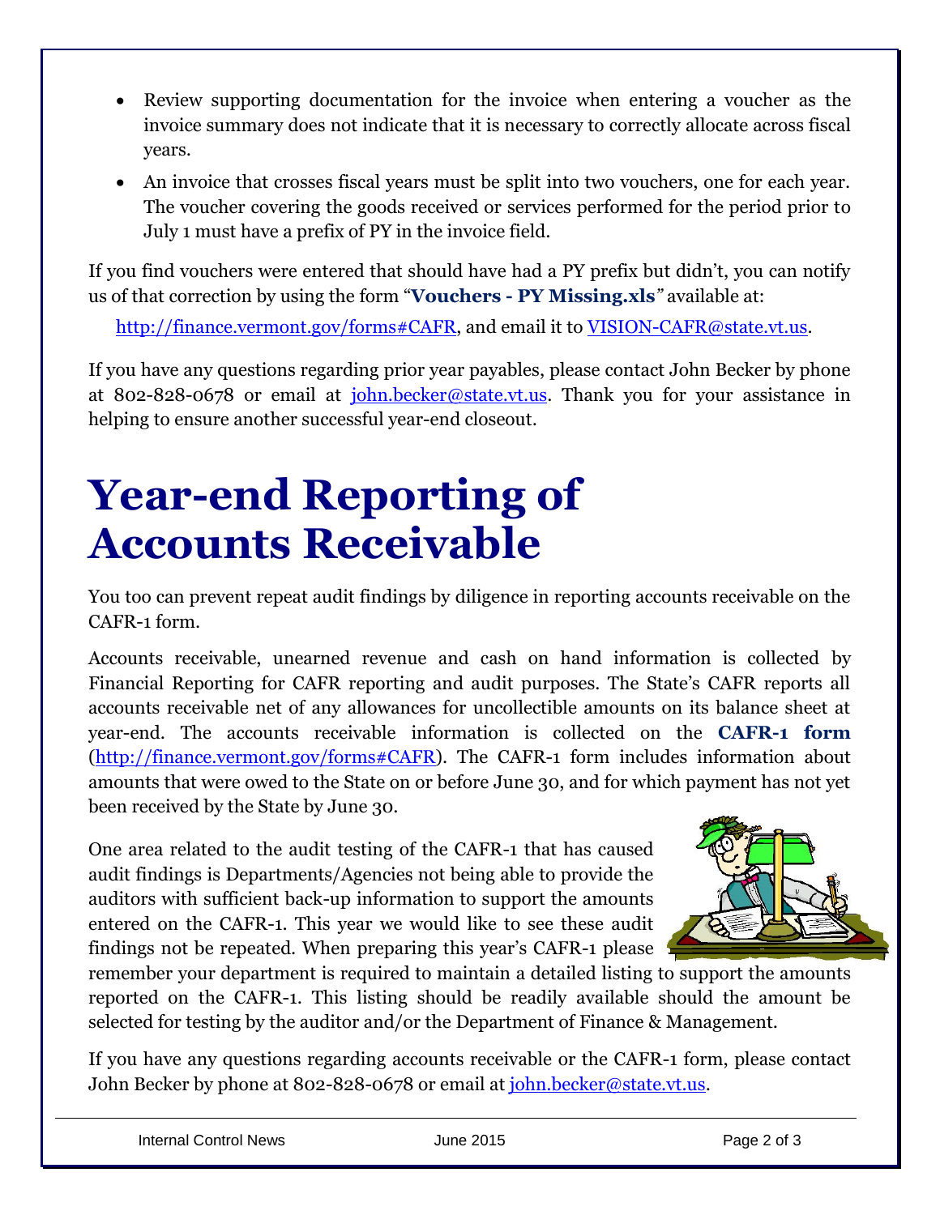- Review supporting documentation for the invoice when entering a voucher as the invoice summary does not indicate that it is necessary to correctly allocate across fiscal years.
- An invoice that crosses fiscal years must be split into two vouchers, one for each year. The voucher covering the goods received or services performed for the period prior to July 1 must have a prefix of PY in the invoice field.

If you find vouchers were entered that should have had a PY prefix but didn't, you can notify us of that correction by using the form "**Vouchers - PY Missing.xls**" available at:

http://finance.vermont.gov/forms#CAFR, and email it to VISION-CAFR@state.vt.us.

If you have any questions regarding prior year payables, please contact John Becker by phone at 802-828-0678 or email at john.becker@state.vt.us. Thank you for your assistance in helping to ensure another successful year-end closeout.

# Year-end Reporting of Accounts Receivable

You too can prevent repeat audit findings by diligence in reporting accounts receivable on the CAFR-1 form.

Accounts receivable, unearned revenue and cash on hand information is collected by Financial Reporting for CAFR reporting and audit purposes. The State's CAFR reports all accounts receivable net of any allowances for uncollectible amounts on its balance sheet at year-end. The accounts receivable information is collected on the **CAFR-1 form** (http://finance.vermont.gov/forms#CAFR). The CAFR-1 form includes information about amounts that were owed to the State on or before June 30, and for which payment has not yet been received by the State by June 30.

One area related to the audit testing of the CAFR-1 that has caused audit findings is Departments/Agencies not being able to provide the auditors with sufficient back-up information to support the amounts entered on the CAFR-1. This year we would like to see these audit findings not be repeated. When preparing this year's CAFR-1 please remember your department is required to maintain a detailed listing to support the amounts reported on the CAFR-1. This listing should be readily available should the amount be selected for testing by the auditor and/or the Department of Finance & Management.

If you have any questions regarding accounts receivable or the CAFR-1 form, please contact John Becker by phone at 802-828-0678 or email at john.becker@state.vt.us.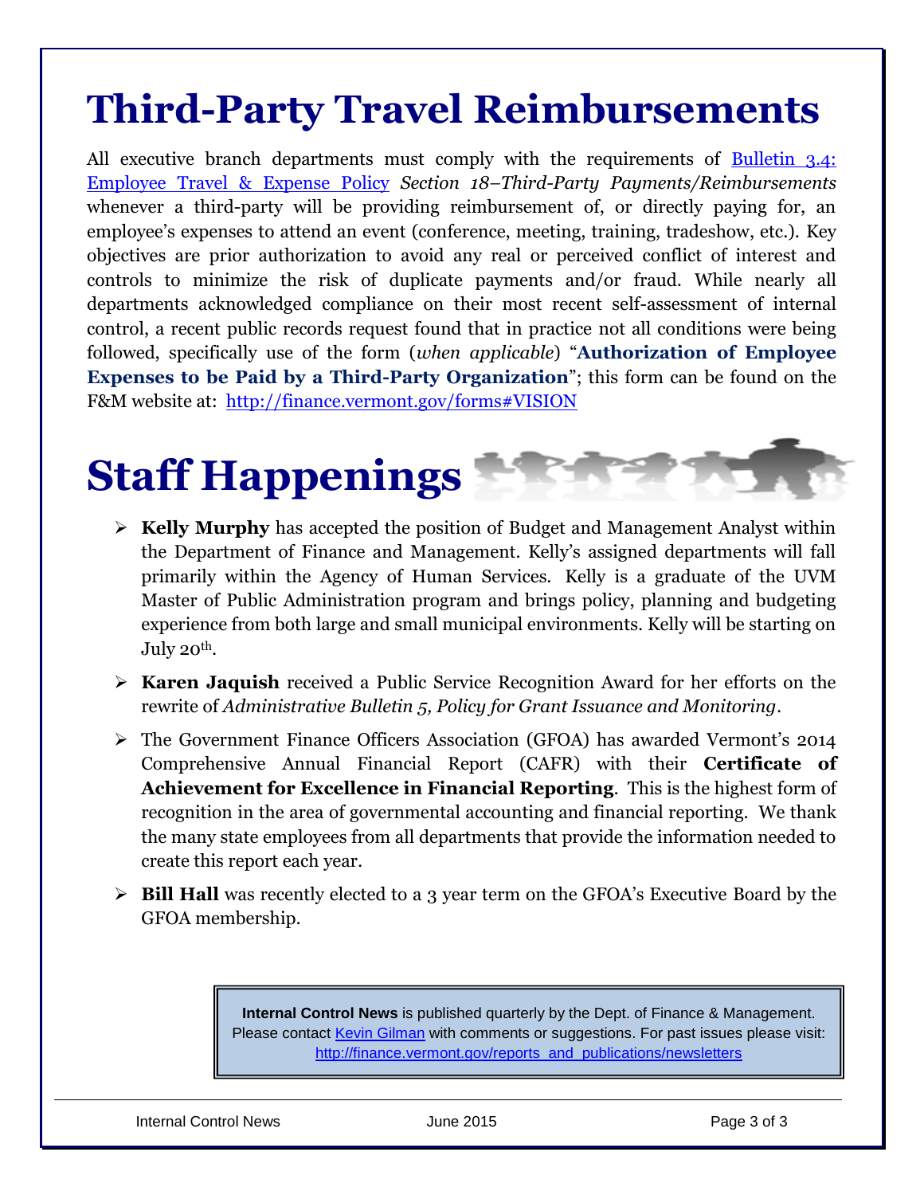# Third-Party Travel Reimbursements

All executive branch departments must comply with the requirements of [Bulletin 3.4: Employee Travel & Expense Policy] *Section 18–Third-Party Payments/Reimbursements* whenever a third-party will be providing reimbursement of, or directly paying for, an employee's expenses to attend an event (conference, meeting, training, tradeshow, etc.). Key objectives are prior authorization to avoid any real or perceived conflict of interest and controls to minimize the risk of duplicate payments and/or fraud. While nearly all departments acknowledged compliance on their most recent self-assessment of internal control, a recent public records request found that in practice not all conditions were being followed, specifically use of the form (*when applicable*) "**Authorization of Employee Expenses to be Paid by a Third-Party Organization**"; this form can be found on the F&M website at: http://finance.vermont.gov/forms#VISION

# Staff Happenings

- **Kelly Murphy** has accepted the position of Budget and Management Analyst within the Department of Finance and Management. Kelly's assigned departments will fall primarily within the Agency of Human Services. Kelly is a graduate of the UVM Master of Public Administration program and brings policy, planning and budgeting experience from both large and small municipal environments. Kelly will be starting on July 20th.
- **Karen Jaquish** received a Public Service Recognition Award for her efforts on the rewrite of *Administrative Bulletin 5, Policy for Grant Issuance and Monitoring*.
- The Government Finance Officers Association (GFOA) has awarded Vermont's 2014 Comprehensive Annual Financial Report (CAFR) with their **Certificate of Achievement for Excellence in Financial Reporting**. This is the highest form of recognition in the area of governmental accounting and financial reporting. We thank the many state employees from all departments that provide the information needed to create this report each year.
- **Bill Hall** was recently elected to a 3 year term on the GFOA's Executive Board by the GFOA membership.

**Internal Control News** is published quarterly by the Dept. of Finance & Management. Please contact Kevin Gilman with comments or suggestions. For past issues please visit: http://finance.vermont.gov/reports_and_publications/newsletters